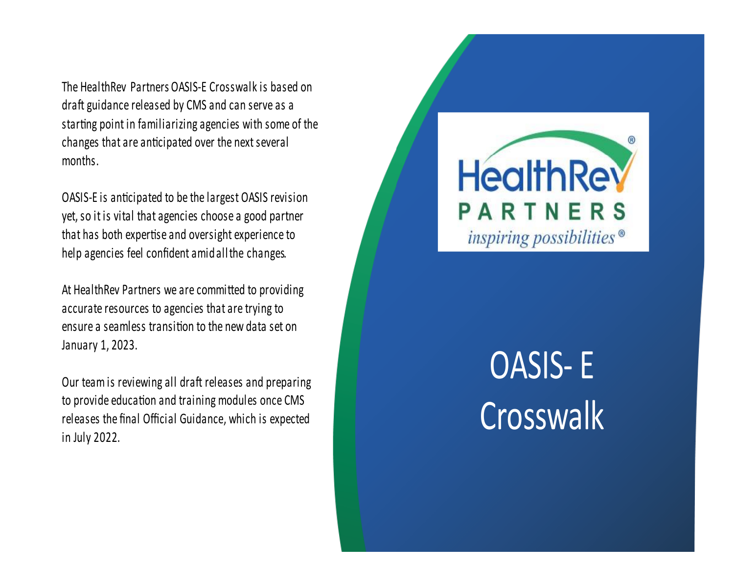# OASIS- E Crosswalk

The HealthRev Partners OASIS-E Crosswalk is based on draft guidance released by CMS and can serve as a starting point in familiarizing agencies with some of the changes that are anticipated over the next several months.

OASIS-E is anticipated to be the largest OASIS revision yet, so it is vital that agencies choose a good partner that has both expertise and oversight experience to help agencies feel confident amid all the changes.

At HealthRev Partners we are committed to providing accurate resources to agencies that are trying to ensure a seamless transition to the new data set on January 1, 2023.

Our team is reviewing all draft releases and preparing to provide education and training modules once CMS releases the final Official Guidance, which is expected in July 2022.

HealthRev® PARTNERS *inspiring possibilities*®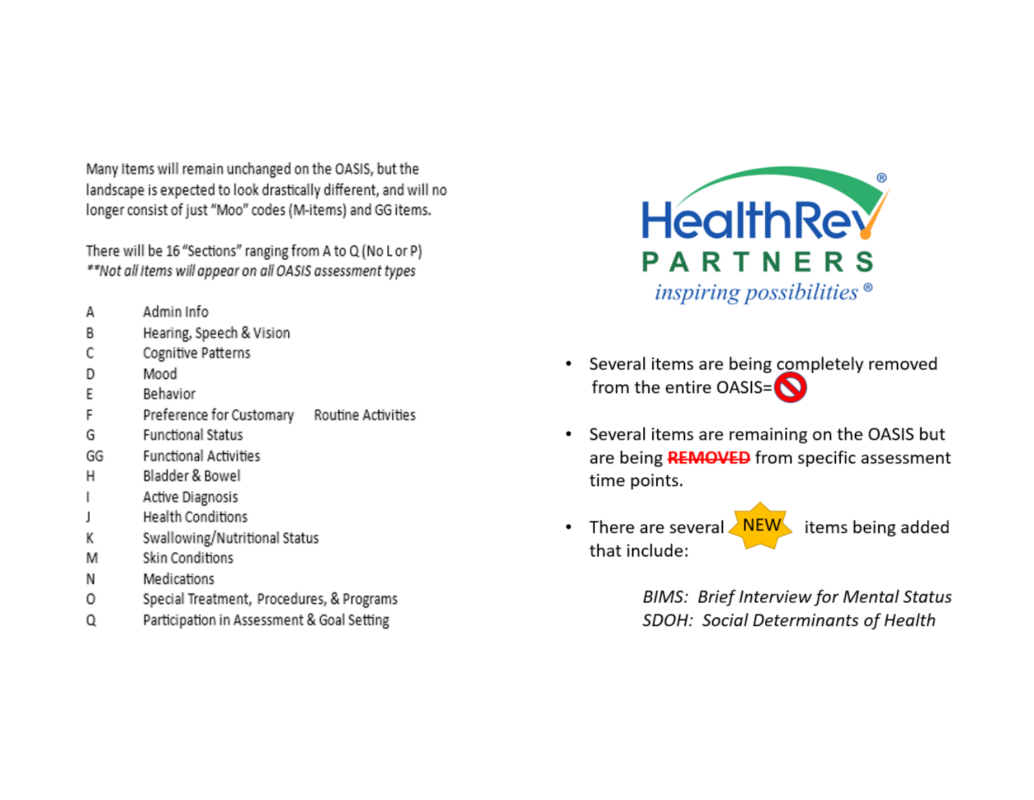Many Items will remain unchanged on the OASIS, but the landscape is expected to look drastically different, and will no longer consist of just "Moo" codes (M-items) and GG items.

There will be 16 "Sections" ranging from A to Q (No L or P)
*\*Not all Items will appear on all OASIS assessment types*

| | |
|---|---|
| A | Admin Info |
| B | Hearing, Speech & Vision |
| C | Cognitive Patterns |
| D | Mood |
| E | Behavior |
| F | Preference for Customary Routine Activities |
| G | Functional Status |
| GG | Functional Activities |
| H | Bladder & Bowel |
| I | Active Diagnosis |
| J | Health Conditions |
| K | Swallowing/Nutritional Status |
| M | Skin Conditions |
| N | Medications |
| O | Special Treatment, Procedures, & Programs |
| Q | Participation in Assessment & Goal Setting |

HealthRev® PARTNERS
*inspiring possibilities*®

- Several items are being completely removed from the entire OASIS=
- Several items are remaining on the OASIS but are being ~~REMOVED~~ from specific assessment time points.
- There are several NEW items being added that include:

  *BIMS: Brief Interview for Mental Status*
  *SDOH: Social Determinants of Health*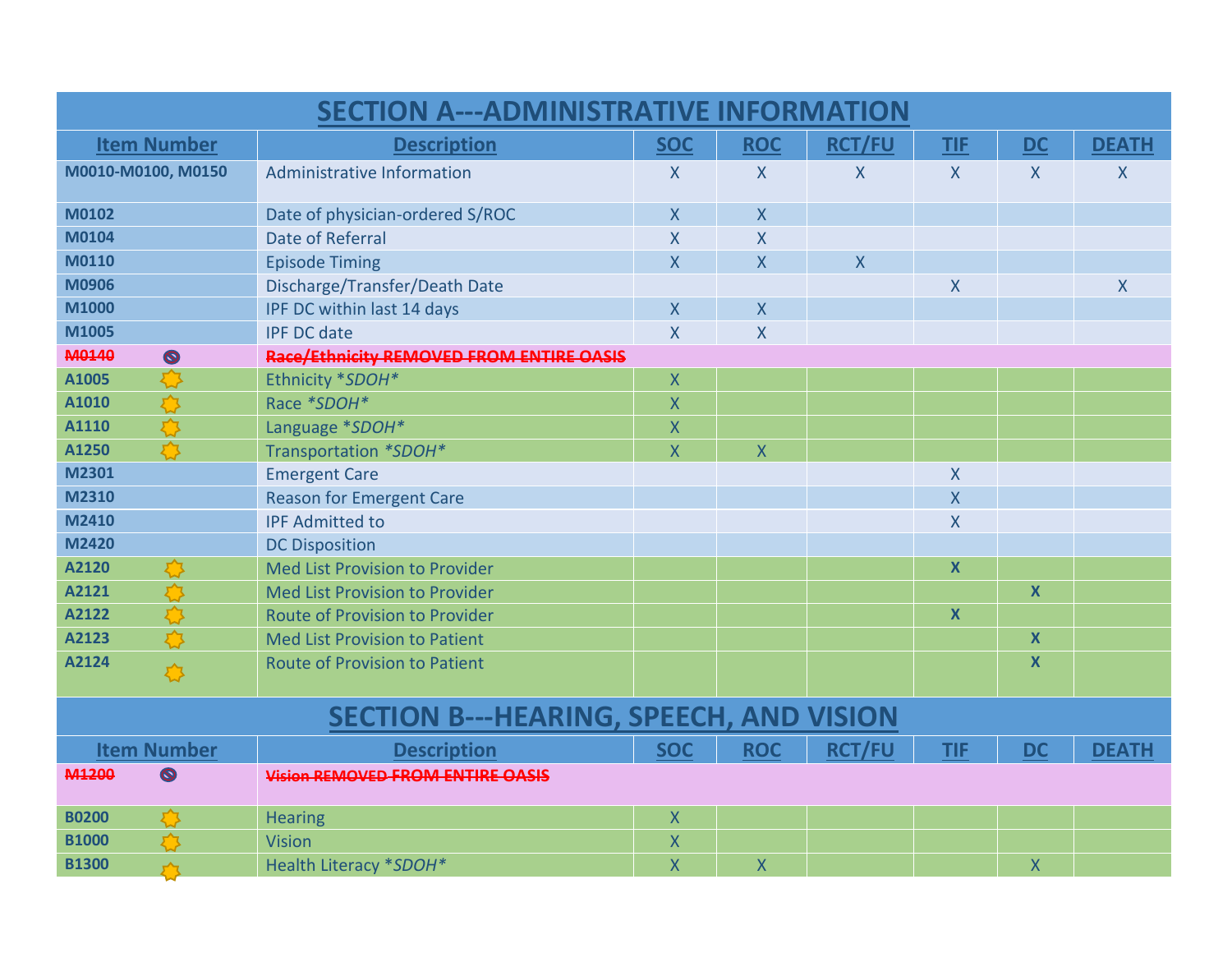## SECTION A---ADMINISTRATIVE INFORMATION

| Item Number | Description | SOC | ROC | RCT/FU | TIF | DC | DEATH |
|---|---|---|---|---|---|---|---|
| M0010-M0100, M0150 | Administrative Information | X | X | X | X | X | X |
| M0102 | Date of physician-ordered S/ROC | X | X | | | | |
| M0104 | Date of Referral | X | X | | | | |
| M0110 | Episode Timing | X | X | X | | | |
| M0906 | Discharge/Transfer/Death Date | | | | X | | X |
| M1000 | IPF DC within last 14 days | X | X | | | | |
| M1005 | IPF DC date | X | X | | | | |
| ~~M0140~~ | ~~Race/Ethnicity REMOVED FROM ENTIRE OASIS~~ | | | | | | |
| A1005 | Ethnicity *SDOH* | X | | | | | |
| A1010 | Race *SDOH* | X | | | | | |
| A1110 | Language *SDOH* | X | | | | | |
| A1250 | Transportation *SDOH* | X | X | | | | |
| M2301 | Emergent Care | | | | X | | |
| M2310 | Reason for Emergent Care | | | | X | | |
| M2410 | IPF Admitted to | | | | X | | |
| M2420 | DC Disposition | | | | | | |
| A2120 | Med List Provision to Provider | | | | **X** | | |
| A2121 | Med List Provision to Provider | | | | | **X** | |
| A2122 | Route of Provision to Provider | | | | **X** | | |
| A2123 | Med List Provision to Patient | | | | | **X** | |
| A2124 | Route of Provision to Patient | | | | | **X** | |

## SECTION B---HEARING, SPEECH, AND VISION

| Item Number | Description | SOC | ROC | RCT/FU | TIF | DC | DEATH |
|---|---|---|---|---|---|---|---|
| ~~M1200~~ | ~~Vision REMOVED FROM ENTIRE OASIS~~ | | | | | | |
| B0200 | Hearing | X | | | | | |
| B1000 | Vision | X | | | | | |
| B1300 | Health Literacy *SDOH* | X | X | | | X | |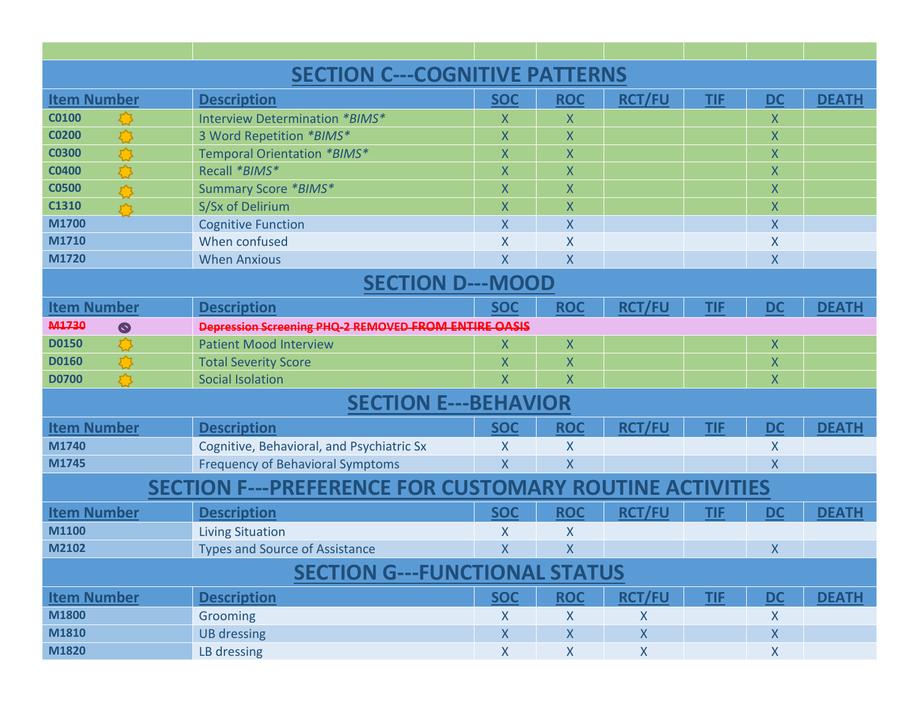## SECTION C---COGNITIVE PATTERNS

| Item Number | Description | SOC | ROC | RCT/FU | TIF | DC | DEATH |
|---|---|---|---|---|---|---|---|
| C0100 | Interview Determination *BIMS* | X | X | | | X | |
| C0200 | 3 Word Repetition *BIMS* | X | X | | | X | |
| C0300 | Temporal Orientation *BIMS* | X | X | | | X | |
| C0400 | Recall *BIMS* | X | X | | | X | |
| C0500 | Summary Score *BIMS* | X | X | | | X | |
| C1310 | S/Sx of Delirium | X | X | | | X | |
| M1700 | Cognitive Function | X | X | | | X | |
| M1710 | When confused | X | X | | | X | |
| M1720 | When Anxious | X | X | | | X | |

## SECTION D---MOOD

| Item Number | Description | SOC | ROC | RCT/FU | TIF | DC | DEATH |
|---|---|---|---|---|---|---|---|
| ~~M1730~~ | ~~Depression Screening PHQ-2 REMOVED FROM ENTIRE OASIS~~ | | | | | | |
| D0150 | Patient Mood Interview | X | X | | | X | |
| D0160 | Total Severity Score | X | X | | | X | |
| D0700 | Social Isolation | X | X | | | X | |

## SECTION E---BEHAVIOR

| Item Number | Description | SOC | ROC | RCT/FU | TIF | DC | DEATH |
|---|---|---|---|---|---|---|---|
| M1740 | Cognitive, Behavioral, and Psychiatric Sx | X | X | | | X | |
| M1745 | Frequency of Behavioral Symptoms | X | X | | | X | |

## SECTION F---PREFERENCE FOR CUSTOMARY ROUTINE ACTIVITIES

| Item Number | Description | SOC | ROC | RCT/FU | TIF | DC | DEATH |
|---|---|---|---|---|---|---|---|
| M1100 | Living Situation | X | X | | | | |
| M2102 | Types and Source of Assistance | X | X | | | X | |

## SECTION G---FUNCTIONAL STATUS

| Item Number | Description | SOC | ROC | RCT/FU | TIF | DC | DEATH |
|---|---|---|---|---|---|---|---|
| M1800 | Grooming | X | X | X | | X | |
| M1810 | UB dressing | X | X | X | | X | |
| M1820 | LB dressing | X | X | X | | X | |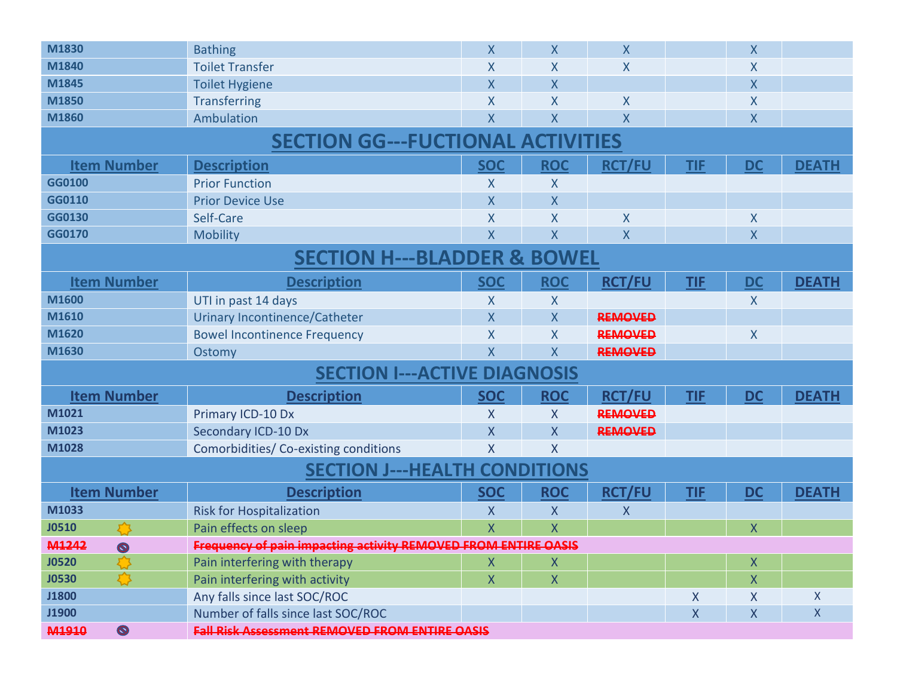| Item Number | Description | SOC | ROC | RCT/FU | TIF | DC | DEATH |
|---|---|---|---|---|---|---|---|
| M1830 | Bathing | X | X | X | | X | |
| M1840 | Toilet Transfer | X | X | X | | X | |
| M1845 | Toilet Hygiene | X | X | | | X | |
| M1850 | Transferring | X | X | X | | X | |
| M1860 | Ambulation | X | X | X | | X | |

## SECTION GG---FUCTIONAL ACTIVITIES

| Item Number | Description | SOC | ROC | RCT/FU | TIF | DC | DEATH |
|---|---|---|---|---|---|---|---|
| GG0100 | Prior Function | X | X | | | | |
| GG0110 | Prior Device Use | X | X | | | | |
| GG0130 | Self-Care | X | X | X | | X | |
| GG0170 | Mobility | X | X | X | | X | |

## SECTION H---BLADDER & BOWEL

| Item Number | Description | SOC | ROC | RCT/FU | TIF | DC | DEATH |
|---|---|---|---|---|---|---|---|
| M1600 | UTI in past 14 days | X | X | | | X | |
| M1610 | Urinary Incontinence/Catheter | X | X | ~~REMOVED~~ | | | |
| M1620 | Bowel Incontinence Frequency | X | X | ~~REMOVED~~ | | X | |
| M1630 | Ostomy | X | X | ~~REMOVED~~ | | | |

## SECTION I---ACTIVE DIAGNOSIS

| Item Number | Description | SOC | ROC | RCT/FU | TIF | DC | DEATH |
|---|---|---|---|---|---|---|---|
| M1021 | Primary ICD-10 Dx | X | X | ~~REMOVED~~ | | | |
| M1023 | Secondary ICD-10 Dx | X | X | ~~REMOVED~~ | | | |
| M1028 | Comorbidities/ Co-existing conditions | X | X | | | | |

## SECTION J---HEALTH CONDITIONS

| Item Number | Description | SOC | ROC | RCT/FU | TIF | DC | DEATH |
|---|---|---|---|---|---|---|---|
| M1033 | Risk for Hospitalization | X | X | X | | | |
| J0510 | Pain effects on sleep | X | X | | | X | |
| ~~M1242~~ | ~~Frequency of pain impacting activity REMOVED FROM ENTIRE OASIS~~ | | | | | | |
| J0520 | Pain interfering with therapy | X | X | | | X | |
| J0530 | Pain interfering with activity | X | X | | | X | |
| J1800 | Any falls since last SOC/ROC | | | | X | X | X |
| J1900 | Number of falls since last SOC/ROC | | | | X | X | X |
| ~~M1910~~ | ~~Fall Risk Assessment REMOVED FROM ENTIRE OASIS~~ | | | | | | |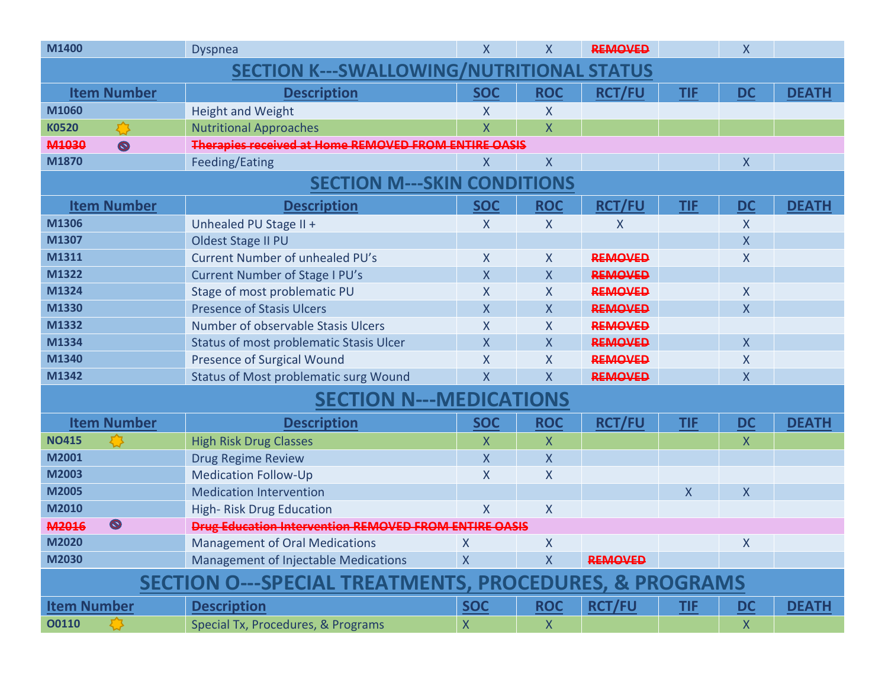| Item Number | Description | SOC | ROC | RCT/FU | TIF | DC | DEATH |
|---|---|---|---|---|---|---|---|
| M1400 | Dyspnea | X | X | ~~REMOVED~~ | | X | |

## SECTION K---SWALLOWING/NUTRITIONAL STATUS

| Item Number | Description | SOC | ROC | RCT/FU | TIF | DC | DEATH |
|---|---|---|---|---|---|---|---|
| M1060 | Height and Weight | X | X | | | | |
| K0520 | Nutritional Approaches | X | X | | | | |
| ~~M1030~~ | ~~Therapies received at Home REMOVED FROM ENTIRE OASIS~~ | | | | | | |
| M1870 | Feeding/Eating | X | X | | | X | |

## SECTION M---SKIN CONDITIONS

| Item Number | Description | SOC | ROC | RCT/FU | TIF | DC | DEATH |
|---|---|---|---|---|---|---|---|
| M1306 | Unhealed PU Stage II + | X | X | X | | X | |
| M1307 | Oldest Stage II PU | | | | | X | |
| M1311 | Current Number of unhealed PU's | X | X | ~~REMOVED~~ | | X | |
| M1322 | Current Number of Stage I PU's | X | X | ~~REMOVED~~ | | | |
| M1324 | Stage of most problematic PU | X | X | ~~REMOVED~~ | | X | |
| M1330 | Presence of Stasis Ulcers | X | X | ~~REMOVED~~ | | X | |
| M1332 | Number of observable Stasis Ulcers | X | X | ~~REMOVED~~ | | | |
| M1334 | Status of most problematic Stasis Ulcer | X | X | ~~REMOVED~~ | | X | |
| M1340 | Presence of Surgical Wound | X | X | ~~REMOVED~~ | | X | |
| M1342 | Status of Most problematic surg Wound | X | X | ~~REMOVED~~ | | X | |

## SECTION N---MEDICATIONS

| Item Number | Description | SOC | ROC | RCT/FU | TIF | DC | DEATH |
|---|---|---|---|---|---|---|---|
| NO415 | High Risk Drug Classes | X | X | | | X | |
| M2001 | Drug Regime Review | X | X | | | | |
| M2003 | Medication Follow-Up | X | X | | | | |
| M2005 | Medication Intervention | | | | X | X | |
| M2010 | High- Risk Drug Education | X | X | | | | |
| ~~M2016~~ | ~~Drug Education Intervention REMOVED FROM ENTIRE OASIS~~ | | | | | | |
| M2020 | Management of Oral Medications | X | X | | | X | |
| M2030 | Management of Injectable Medications | X | X | ~~REMOVED~~ | | | |

## SECTION O---SPECIAL TREATMENTS, PROCEDURES, & PROGRAMS

| Item Number | Description | SOC | ROC | RCT/FU | TIF | DC | DEATH |
|---|---|---|---|---|---|---|---|
| O0110 | Special Tx, Procedures, & Programs | X | X | | | X | |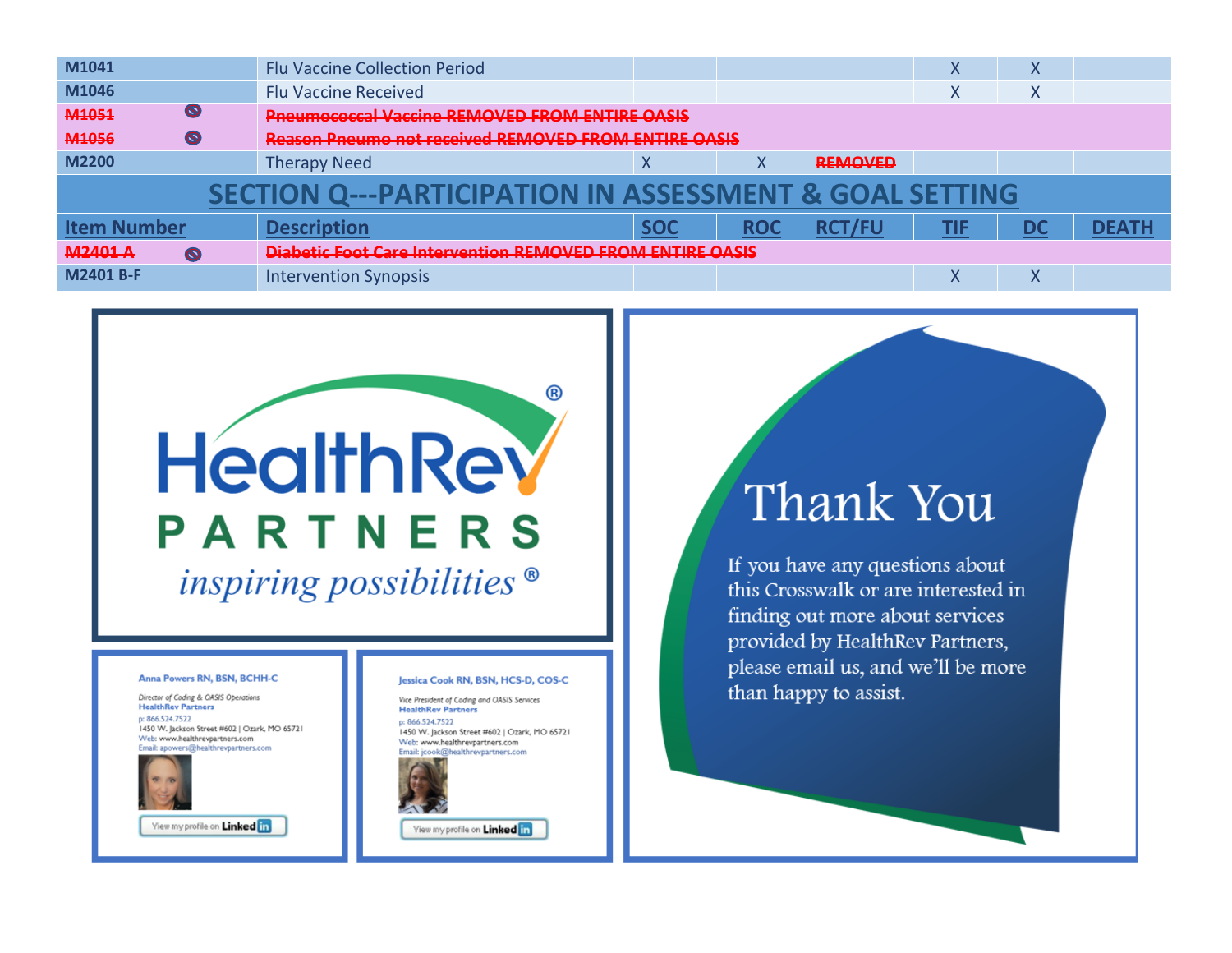| | | | | | | | |
|---|---|---|---|---|---|---|---|
| M1041 | Flu Vaccine Collection Period | | | | X | X | |
| M1046 | Flu Vaccine Received | | | | X | X | |
| ~~M1051~~ | ~~Pneumococcal Vaccine REMOVED FROM ENTIRE OASIS~~ | | | | | | |
| ~~M1056~~ | ~~Reason Pneumo not received REMOVED FROM ENTIRE OASIS~~ | | | | | | |
| M2200 | Therapy Need | X | X | ~~REMOVED~~ | | | |

## SECTION Q---PARTICIPATION IN ASSESSMENT & GOAL SETTING

| Item Number | Description | SOC | ROC | RCT/FU | TIF | DC | DEATH |
|---|---|---|---|---|---|---|---|
| ~~M2401 A~~ | ~~Diabetic Foot Care Intervention REMOVED FROM ENTIRE OASIS~~ | | | | | | |
| M2401 B-F | Intervention Synopsis | | | | X | X | |

HealthRev® PARTNERS *inspiring possibilities*®

**Anna Powers RN, BSN, BCHH-C**
*Director of Coding & OASIS Operations*
**HealthRev Partners**
p: 866.524.7522
1450 W. Jackson Street #602 | Ozark, MO 65721
Web: www.healthrevpartners.com
Email: apowers@healthrevpartners.com
View my profile on LinkedIn

**Jessica Cook RN, BSN, HCS-D, COS-C**
*Vice President of Coding and OASIS Services*
**HealthRev Partners**
p: 866.524.7522
1450 W. Jackson Street #602 | Ozark, MO 65721
Web: www.healthrevpartners.com
Email: jcook@healthrevpartners.com
View my profile on LinkedIn

# Thank You

If you have any questions about this Crosswalk or are interested in finding out more about services provided by HealthRev Partners, please email us, and we'll be more than happy to assist.